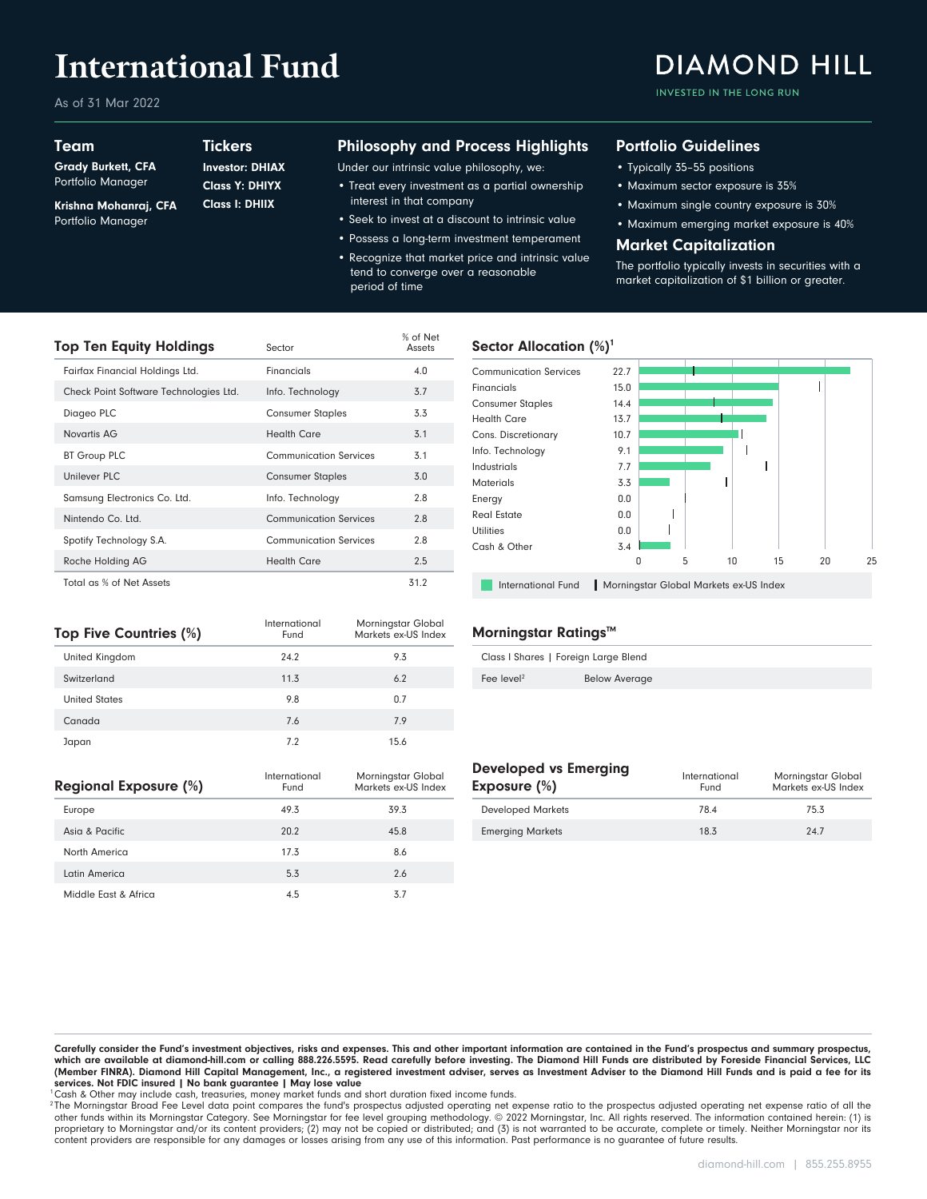# International Fund

As of 31 Mar 2022

**DIAMOND HILL**

INVESTED IN THE LONG RUN

## Team

**Grady Burkett, CFA**
Portfolio Manager

**Krishna Mohanraj, CFA**
Portfolio Manager

## Tickers

**Investor: DHIAX**
**Class Y: DHIYX**
**Class I: DHIIX**

## Philosophy and Process Highlights

Under our intrinsic value philosophy, we:

- Treat every investment as a partial ownership interest in that company
- Seek to invest at a discount to intrinsic value
- Possess a long-term investment temperament
- Recognize that market price and intrinsic value tend to converge over a reasonable period of time

## Portfolio Guidelines

- Typically 35–55 positions
- Maximum sector exposure is 35%
- Maximum single country exposure is 30%
- Maximum emerging market exposure is 40%

## Market Capitalization

The portfolio typically invests in securities with a market capitalization of $1 billion or greater.

## Top Ten Equity Holdings

| | Sector | % of Net Assets |
|---|---|---|
| Fairfax Financial Holdings Ltd. | Financials | 4.0 |
| Check Point Software Technologies Ltd. | Info. Technology | 3.7 |
| Diageo PLC | Consumer Staples | 3.3 |
| Novartis AG | Health Care | 3.1 |
| BT Group PLC | Communication Services | 3.1 |
| Unilever PLC | Consumer Staples | 3.0 |
| Samsung Electronics Co. Ltd. | Info. Technology | 2.8 |
| Nintendo Co. Ltd. | Communication Services | 2.8 |
| Spotify Technology S.A. | Communication Services | 2.8 |
| Roche Holding AG | Health Care | 2.5 |
| Total as % of Net Assets | | 31.2 |

## Sector Allocation (%)[1]

| Sector | International Fund |
|---|---|
| Communication Services | 22.7 |
| Financials | 15.0 |
| Consumer Staples | 14.4 |
| Health Care | 13.7 |
| Cons. Discretionary | 10.7 |
| Info. Technology | 9.1 |
| Industrials | 7.7 |
| Materials | 3.3 |
| Energy | 0.0 |
| Real Estate | 0.0 |
| Utilities | 0.0 |
| Cash & Other | 3.4 |

International Fund | Morningstar Global Markets ex-US Index

## Top Five Countries (%)

| | International Fund | Morningstar Global Markets ex-US Index |
|---|---|---|
| United Kingdom | 24.2 | 9.3 |
| Switzerland | 11.3 | 6.2 |
| United States | 9.8 | 0.7 |
| Canada | 7.6 | 7.9 |
| Japan | 7.2 | 15.6 |

## Morningstar Ratings™

Class I Shares | Foreign Large Blend

| Fee level[2] | Below Average |
|---|---|

## Regional Exposure (%)

| | International Fund | Morningstar Global Markets ex-US Index |
|---|---|---|
| Europe | 49.3 | 39.3 |
| Asia & Pacific | 20.2 | 45.8 |
| North America | 17.3 | 8.6 |
| Latin America | 5.3 | 2.6 |
| Middle East & Africa | 4.5 | 3.7 |

## Developed vs Emerging Exposure (%)

| | International Fund | Morningstar Global Markets ex-US Index |
|---|---|---|
| Developed Markets | 78.4 | 75.3 |
| Emerging Markets | 18.3 | 24.7 |

**Carefully consider the Fund's investment objectives, risks and expenses. This and other important information are contained in the Fund's prospectus and summary prospectus, which are available at diamond-hill.com or calling 888.226.5595. Read carefully before investing. The Diamond Hill Funds are distributed by Foreside Financial Services, LLC (Member FINRA). Diamond Hill Capital Management, Inc., a registered investment adviser, serves as Investment Adviser to the Diamond Hill Funds and is paid a fee for its services. Not FDIC insured | No bank guarantee | May lose value**

[1] Cash & Other may include cash, treasuries, money market funds and short duration fixed income funds.

[2] The Morningstar Broad Fee Level data point compares the fund's prospectus adjusted operating net expense ratio to the prospectus adjusted operating net expense ratio of all the other funds within its Morningstar Category. See Morningstar for fee level grouping methodology. © 2022 Morningstar, Inc. All rights reserved. The information contained herein: (1) is proprietary to Morningstar and/or its content providers; (2) may not be copied or distributed; and (3) is not warranted to be accurate, complete or timely. Neither Morningstar nor its content providers are responsible for any damages or losses arising from any use of this information. Past performance is no guarantee of future results.

diamond-hill.com | 855.255.8955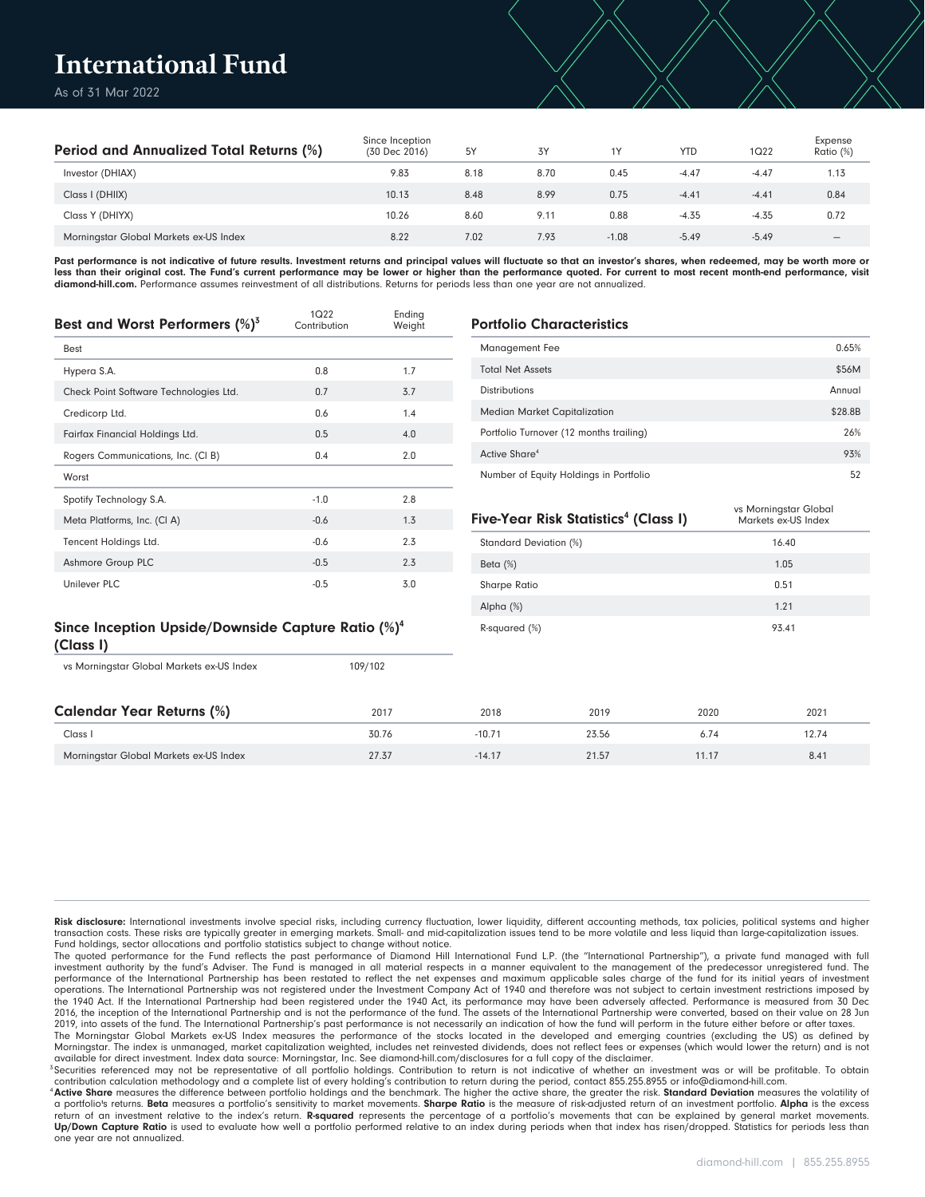# International Fund

As of 31 Mar 2022

| Period and Annualized Total Returns (%) | Since Inception (30 Dec 2016) | 5Y | 3Y | 1Y | YTD | 1Q22 | Expense Ratio (%) |
|---|---|---|---|---|---|---|---|
| Investor (DHIAX) | 9.83 | 8.18 | 8.70 | 0.45 | -4.47 | -4.47 | 1.13 |
| Class I (DHIIX) | 10.13 | 8.48 | 8.99 | 0.75 | -4.41 | -4.41 | 0.84 |
| Class Y (DHIYX) | 10.26 | 8.60 | 9.11 | 0.88 | -4.35 | -4.35 | 0.72 |
| Morningstar Global Markets ex-US Index | 8.22 | 7.02 | 7.93 | -1.08 | -5.49 | -5.49 | — |

**Past performance is not indicative of future results. Investment returns and principal values will fluctuate so that an investor's shares, when redeemed, may be worth more or less than their original cost. The Fund's current performance may be lower or higher than the performance quoted. For current to most recent month-end performance, visit diamond-hill.com.** Performance assumes reinvestment of all distributions. Returns for periods less than one year are not annualized.

| Best and Worst Performers (%)[3] | 1Q22 Contribution | Ending Weight |
|---|---|---|
| Best | | |
| Hypera S.A. | 0.8 | 1.7 |
| Check Point Software Technologies Ltd. | 0.7 | 3.7 |
| Credicorp Ltd. | 0.6 | 1.4 |
| Fairfax Financial Holdings Ltd. | 0.5 | 4.0 |
| Rogers Communications, Inc. (Cl B) | 0.4 | 2.0 |
| Worst | | |
| Spotify Technology S.A. | -1.0 | 2.8 |
| Meta Platforms, Inc. (Cl A) | -0.6 | 1.3 |
| Tencent Holdings Ltd. | -0.6 | 2.3 |
| Ashmore Group PLC | -0.5 | 2.3 |
| Unilever PLC | -0.5 | 3.0 |

| Portfolio Characteristics | |
|---|---|
| Management Fee | 0.65% |
| Total Net Assets | $56M |
| Distributions | Annual |
| Median Market Capitalization | $28.8B |
| Portfolio Turnover (12 months trailing) | 26% |
| Active Share[4] | 93% |
| Number of Equity Holdings in Portfolio | 52 |

| Five-Year Risk Statistics[4] (Class I) | vs Morningstar Global Markets ex-US Index |
|---|---|
| Standard Deviation (%) | 16.40 |
| Beta (%) | 1.05 |
| Sharpe Ratio | 0.51 |
| Alpha (%) | 1.21 |
| R-squared (%) | 93.41 |

| Since Inception Upside/Downside Capture Ratio (%)[4] (Class I) | |
|---|---|
| vs Morningstar Global Markets ex-US Index | 109/102 |

| Calendar Year Returns (%) | 2017 | 2018 | 2019 | 2020 | 2021 |
|---|---|---|---|---|---|
| Class I | 30.76 | -10.71 | 23.56 | 6.74 | 12.74 |
| Morningstar Global Markets ex-US Index | 27.37 | -14.17 | 21.57 | 11.17 | 8.41 |

**Risk disclosure:** International investments involve special risks, including currency fluctuation, lower liquidity, different accounting methods, tax policies, political systems and higher transaction costs. These risks are typically greater in emerging markets. Small- and mid-capitalization issues tend to be more volatile and less liquid than large-capitalization issues. Fund holdings, sector allocations and portfolio statistics subject to change without notice.

The quoted performance for the Fund reflects the past performance of Diamond Hill International Fund L.P. (the "International Partnership"), a private fund managed with full investment authority by the fund's Adviser. The Fund is managed in all material respects in a manner equivalent to the management of the predecessor unregistered fund. The performance of the International Partnership has been restated to reflect the net expenses and maximum applicable sales charge of the fund for its initial years of investment operations. The International Partnership was not registered under the Investment Company Act of 1940 and therefore was not subject to certain investment restrictions imposed by the 1940 Act. If the International Partnership had been registered under the 1940 Act, its performance may have been adversely affected. Performance is measured from 30 Dec 2016, the inception of the International Partnership and is not the performance of the fund. The assets of the International Partnership were converted, based on their value on 28 Jun 2019, into assets of the fund. The International Partnership's past performance is not necessarily an indication of how the fund will perform in the future either before or after taxes.

The Morningstar Global Markets ex-US Index measures the performance of the stocks located in the developed and emerging countries (excluding the US) as defined by Morningstar. The index is unmanaged, market capitalization weighted, includes net reinvested dividends, does not reflect fees or expenses (which would lower the return) and is not available for direct investment. Index data source: Morningstar, Inc. See diamond-hill.com/disclosures for a full copy of the disclaimer.

[3] Securities referenced may not be representative of all portfolio holdings. Contribution to return is not indicative of whether an investment was or will be profitable. To obtain contribution calculation methodology and a complete list of every holding's contribution to return during the period, contact 855.255.8955 or info@diamond-hill.com.

[4] **Active Share** measures the difference between portfolio holdings and the benchmark. The higher the active share, the greater the risk. **Standard Deviation** measures the volatility of a portfolio's returns. **Beta** measures a portfolio's sensitivity to market movements. **Sharpe Ratio** is the measure of risk-adjusted return of an investment portfolio. **Alpha** is the excess return of an investment relative to the index's return. **R-squared** represents the percentage of a portfolio's movements that can be explained by general market movements. **Up/Down Capture Ratio** is used to evaluate how well a portfolio performed relative to an index during periods when that index has risen/dropped. Statistics for periods less than one year are not annualized.

diamond-hill.com | 855.255.8955